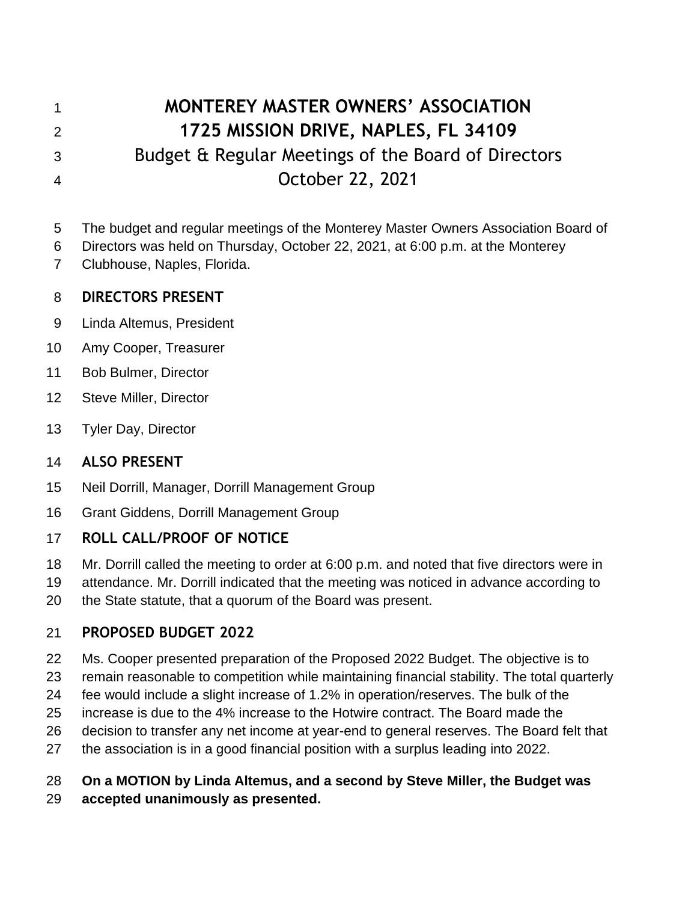# MONTEREY MASTER OWNERS' ASSOCIATION

# 1725 MISSION DRIVE, NAPLES, FL 34109

## Budget & Regular Meetings of the Board of Directors

## October 22, 2021

The budget and regular meetings of the Monterey Master Owners Association Board of Directors was held on Thursday, October 22, 2021, at 6:00 p.m. at the Monterey Clubhouse, Naples, Florida.

### DIRECTORS PRESENT

Linda Altemus, President

Amy Cooper, Treasurer

Bob Bulmer, Director

Steve Miller, Director

Tyler Day, Director

### ALSO PRESENT

Neil Dorrill, Manager, Dorrill Management Group

Grant Giddens, Dorrill Management Group

### ROLL CALL/PROOF OF NOTICE

Mr. Dorrill called the meeting to order at 6:00 p.m. and noted that five directors were in attendance. Mr. Dorrill indicated that the meeting was noticed in advance according to the State statute, that a quorum of the Board was present.

### PROPOSED BUDGET 2022

Ms. Cooper presented preparation of the Proposed 2022 Budget. The objective is to remain reasonable to competition while maintaining financial stability. The total quarterly fee would include a slight increase of 1.2% in operation/reserves. The bulk of the increase is due to the 4% increase to the Hotwire contract. The Board made the decision to transfer any net income at year-end to general reserves. The Board felt that the association is in a good financial position with a surplus leading into 2022.

**On a MOTION by Linda Altemus, and a second by Steve Miller, the Budget was accepted unanimously as presented.**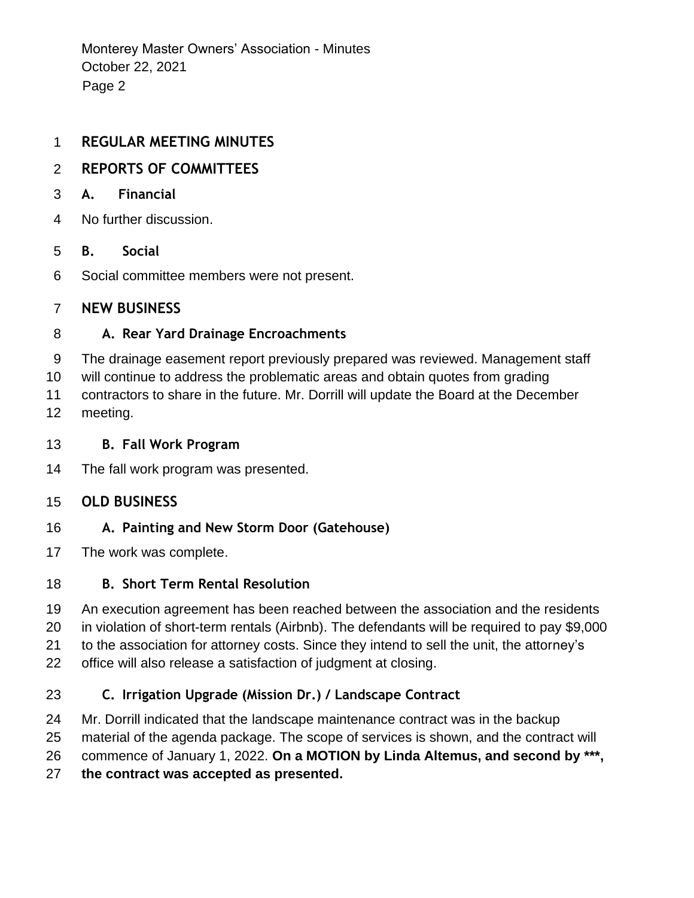## REGULAR MEETING MINUTES

## REPORTS OF COMMITTEES

### A. Financial

No further discussion.

### B. Social

Social committee members were not present.

## NEW BUSINESS

### A. Rear Yard Drainage Encroachments

The drainage easement report previously prepared was reviewed. Management staff will continue to address the problematic areas and obtain quotes from grading contractors to share in the future. Mr. Dorrill will update the Board at the December meeting.

### B. Fall Work Program

The fall work program was presented.

## OLD BUSINESS

### A. Painting and New Storm Door (Gatehouse)

The work was complete.

### B. Short Term Rental Resolution

An execution agreement has been reached between the association and the residents in violation of short-term rentals (Airbnb). The defendants will be required to pay $9,000 to the association for attorney costs. Since they intend to sell the unit, the attorney's office will also release a satisfaction of judgment at closing.

### C. Irrigation Upgrade (Mission Dr.) / Landscape Contract

Mr. Dorrill indicated that the landscape maintenance contract was in the backup material of the agenda package. The scope of services is shown, and the contract will commence of January 1, 2022. **On a MOTION by Linda Altemus, and second by ***, the contract was accepted as presented.**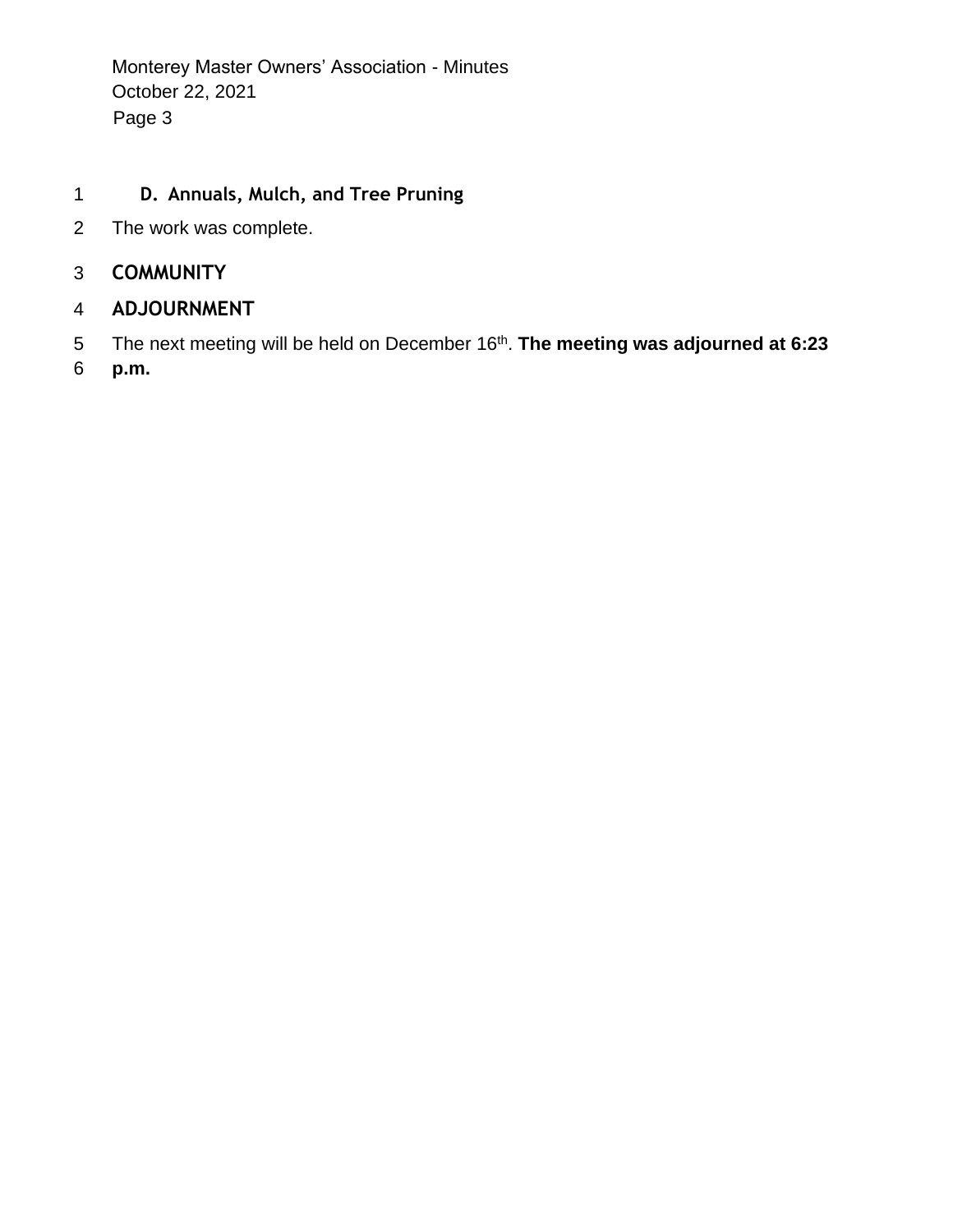### D. Annuals, Mulch, and Tree Pruning

The work was complete.

## COMMUNITY

## ADJOURNMENT

The next meeting will be held on December 16th. **The meeting was adjourned at 6:23 p.m.**